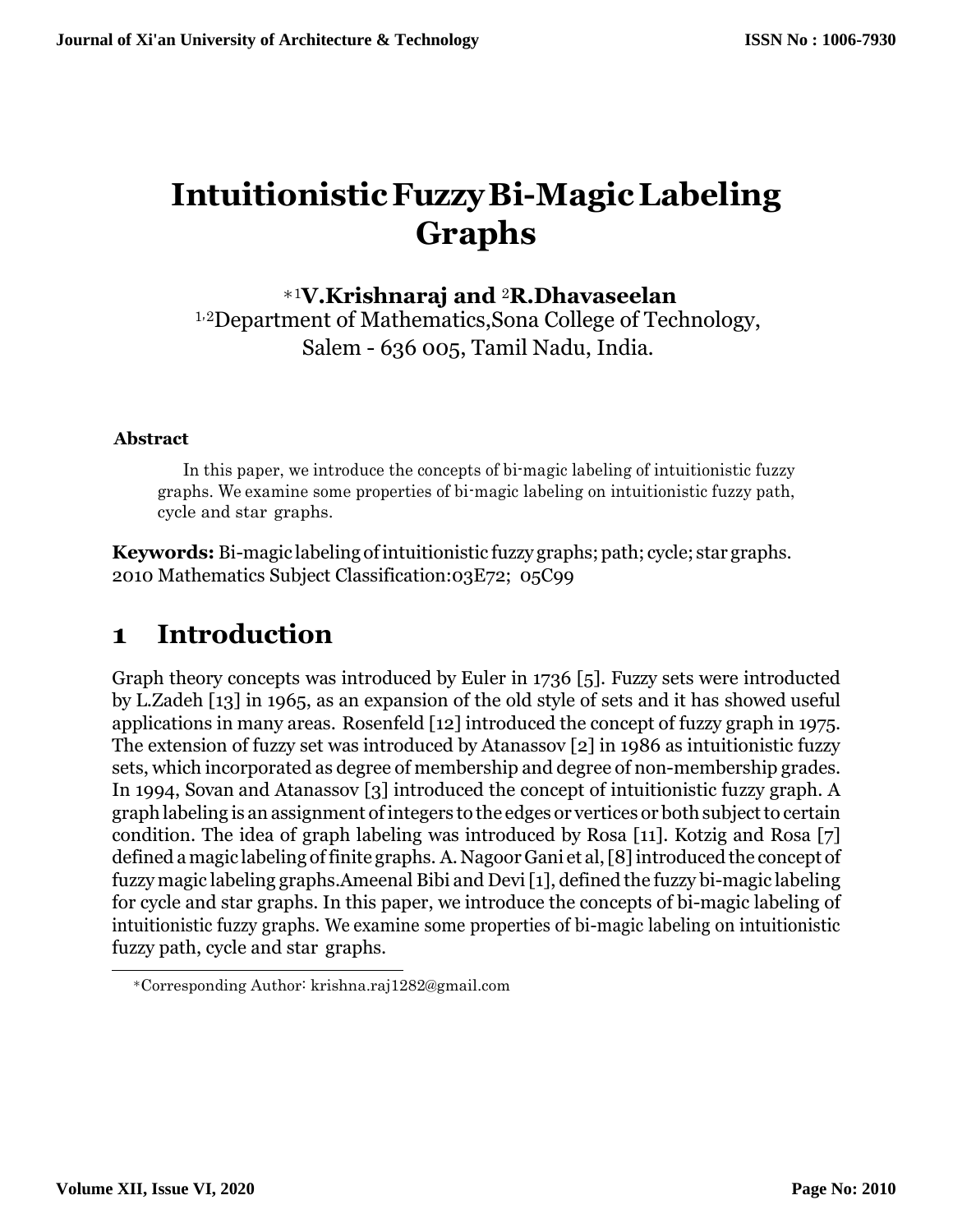# Intuitionistic Fuzzy Bi-Magic Labeling Graphs

**\*[1]V.Krishnaraj and [2]R.Dhavaseelan**

[1,2]Department of Mathematics,Sona College of Technology, Salem - 636 005, Tamil Nadu, India.

### Abstract

In this paper, we introduce the concepts of bi-magic labeling of intuitionistic fuzzy graphs. We examine some properties of bi-magic labeling on intuitionistic fuzzy path, cycle and star graphs.

**Keywords:** Bi-magic labeling of intuitionistic fuzzy graphs; path; cycle; star graphs.
2010 Mathematics Subject Classification:03E72; 05C99

## 1 Introduction

Graph theory concepts was introduced by Euler in 1736 [5]. Fuzzy sets were introducted by L.Zadeh [13] in 1965, as an expansion of the old style of sets and it has showed useful applications in many areas. Rosenfeld [12] introduced the concept of fuzzy graph in 1975. The extension of fuzzy set was introduced by Atanassov [2] in 1986 as intuitionistic fuzzy sets, which incorporated as degree of membership and degree of non-membership grades. In 1994, Sovan and Atanassov [3] introduced the concept of intuitionistic fuzzy graph. A graph labeling is an assignment of integers to the edges or vertices or both subject to certain condition. The idea of graph labeling was introduced by Rosa [11]. Kotzig and Rosa [7] defined a magic labeling of finite graphs. A. Nagoor Gani et al, [8] introduced the concept of fuzzy magic labeling graphs.Ameenal Bibi and Devi [1], defined the fuzzy bi-magic labeling for cycle and star graphs. In this paper, we introduce the concepts of bi-magic labeling of intuitionistic fuzzy graphs. We examine some properties of bi-magic labeling on intuitionistic fuzzy path, cycle and star graphs.

\*Corresponding Author: krishna.raj1282@gmail.com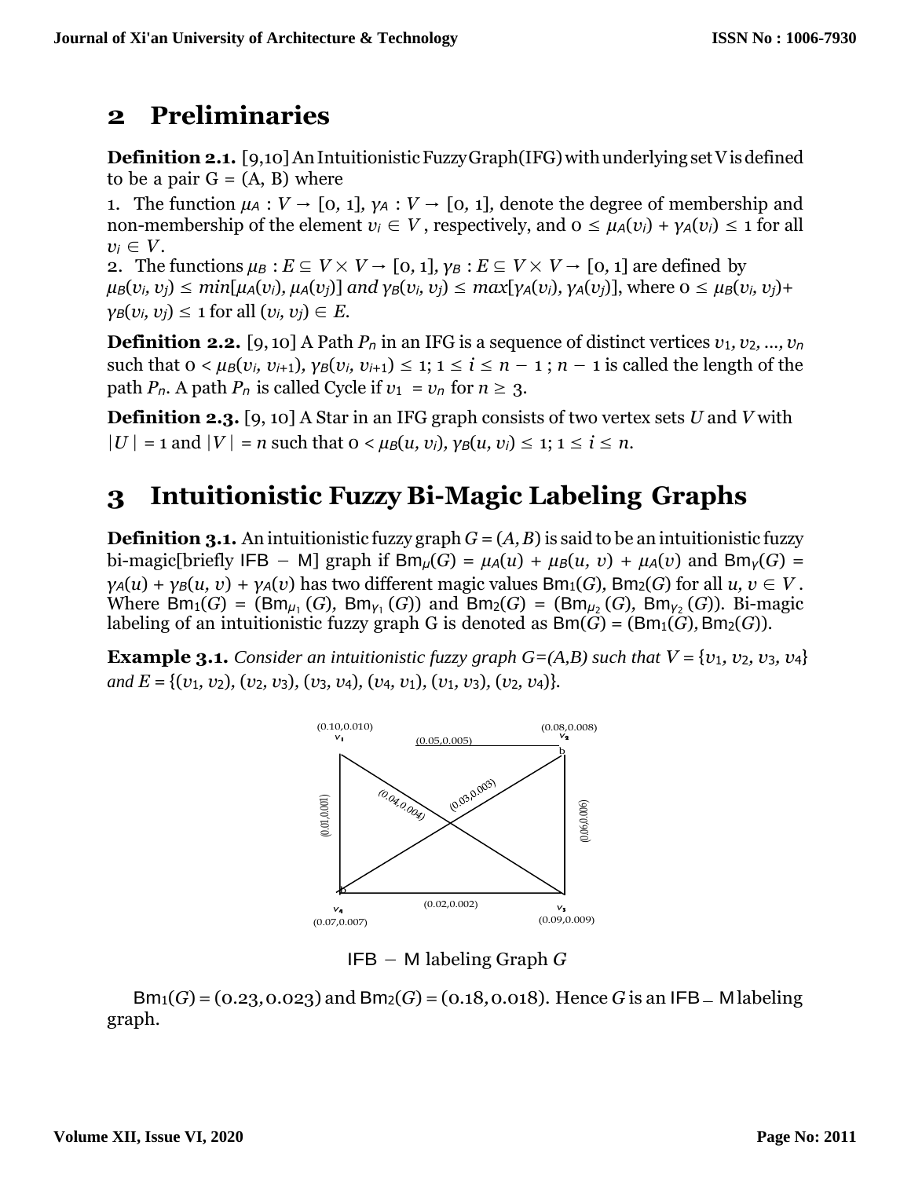# 2 Preliminaries

**Definition 2.1.** [9,10] An Intuitionistic Fuzzy Graph(IFG) with underlying set V is defined to be a pair G = (A, B) where

1. The function $\mu_A : V \to [0, 1]$, $\gamma_A : V \to [0, 1]$, denote the degree of membership and non-membership of the element $v_i \in V$, respectively, and $0 \le \mu_A(v_i) + \gamma_A(v_i) \le 1$ for all $v_i \in V$.
2. The functions $\mu_B : E \subseteq V \times V \to [0, 1]$, $\gamma_B : E \subseteq V \times V \to [0, 1]$ are defined by $\mu_B(v_i, v_j) \le min[\mu_A(v_i), \mu_A(v_j)]$ *and* $\gamma_B(v_i, v_j) \le max[\gamma_A(v_i), \gamma_A(v_j)]$, where $0 \le \mu_B(v_i, v_j) + \gamma_B(v_i, v_j) \le 1$ for all $(v_i, v_j) \in E$.

**Definition 2.2.** [9, 10] A Path $P_n$ in an IFG is a sequence of distinct vertices $v_1, v_2, ..., v_n$ such that $0 < \mu_B(v_i, v_{i+1}), \gamma_B(v_i, v_{i+1}) \le 1$; $1 \le i \le n-1$ ; $n-1$ is called the length of the path $P_n$. A path $P_n$ is called Cycle if $v_1 = v_n$ for $n \ge 3$.

**Definition 2.3.** [9, 10] A Star in an IFG graph consists of two vertex sets $U$ and $V$ with $|U| = 1$ and $|V| = n$ such that $0 < \mu_B(u, v_i), \gamma_B(u, v_i) \le 1$; $1 \le i \le n$.

# 3 Intuitionistic Fuzzy Bi-Magic Labeling Graphs

**Definition 3.1.** An intuitionistic fuzzy graph $G = (A, B)$ is said to be an intuitionistic fuzzy bi-magic[briefly IFB − M] graph if $Bm_\mu(G) = \mu_A(u) + \mu_B(u, v) + \mu_A(v)$ and $Bm_\gamma(G) = \gamma_A(u) + \gamma_B(u, v) + \gamma_A(v)$ has two different magic values $Bm_1(G)$, $Bm_2(G)$ for all $u, v \in V$. Where $Bm_1(G) = (Bm_{\mu_1}(G), Bm_{\gamma_1}(G))$ and $Bm_2(G) = (Bm_{\mu_2}(G), Bm_{\gamma_2}(G))$. Bi-magic labeling of an intuitionistic fuzzy graph G is denoted as $Bm(G) = (Bm_1(G), Bm_2(G))$.

**Example 3.1.** *Consider an intuitionistic fuzzy graph G=(A,B) such that* $V = \{v_1, v_2, v_3, v_4\}$ *and* $E = \{(v_1, v_2), (v_2, v_3), (v_3, v_4), (v_4, v_1), (v_1, v_3), (v_2, v_4)\}$.

IFB − M labeling Graph $G$

$Bm_1(G) = (0.23, 0.023)$ and $Bm_2(G) = (0.18, 0.018)$. Hence $G$ is an IFB − M labeling graph.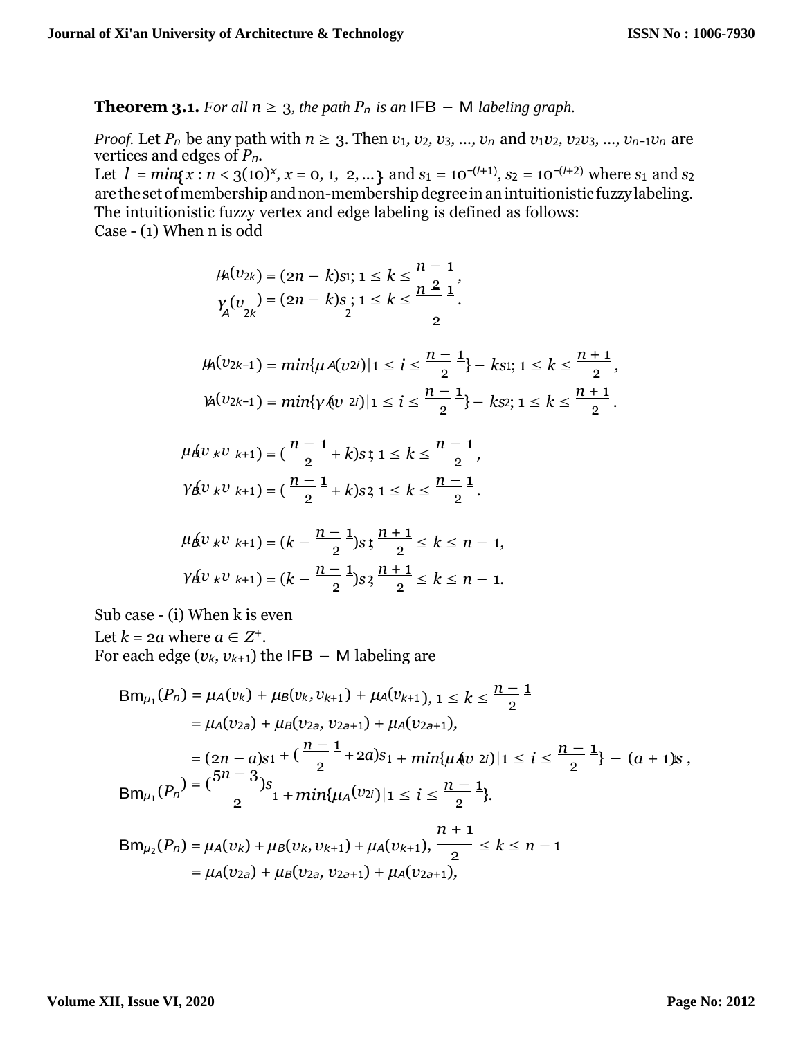**Theorem 3.1.** *For all $n \geq 3$, the path $P_n$ is an* $\mathsf{IFB} - \mathsf{M}$ *labeling graph.*

*Proof.* Let $P_n$ be any path with $n \geq 3$. Then $v_1, v_2, v_3, ..., v_n$ and $v_1v_2, v_2v_3, ..., v_{n-1}v_n$ are vertices and edges of $P_n$.
Let $l = min\{x : n < 3(10)^x, x = 0, 1, 2, ...\}$ and $s_1 = 10^{-(l+1)}$, $s_2 = 10^{-(l+2)}$ where $s_1$ and $s_2$ are the set of membership and non-membership degree in an intuitionistic fuzzy labeling. The intuitionistic fuzzy vertex and edge labeling is defined as follows:
Case - (1) When n is odd

$$\mu_A(v_{2k}) = (2n - k)s_1; 1 \leq k \leq \frac{n-1}{2},$$
$$\gamma_A(v_{2k}) = (2n - k)s_2; 1 \leq k \leq \frac{n-1}{2}.$$

$$\mu_A(v_{2k-1}) = min\{\mu_A(v_{2i})|1 \leq i \leq \frac{n-1}{2}\} - ks_1; 1 \leq k \leq \frac{n+1}{2},$$
$$\gamma_A(v_{2k-1}) = min\{\gamma_A(v_{2i})|1 \leq i \leq \frac{n-1}{2}\} - ks_2; 1 \leq k \leq \frac{n+1}{2}.$$

$$\mu_B(v_k v_{k+1}) = (\frac{n-1}{2} + k)s_1; 1 \leq k \leq \frac{n-1}{2},$$
$$\gamma_B(v_k v_{k+1}) = (\frac{n-1}{2} + k)s_2; 1 \leq k \leq \frac{n-1}{2}.$$

$$\mu_B(v_k v_{k+1}) = (k - \frac{n-1}{2})s_1; \frac{n+1}{2} \leq k \leq n - 1,$$
$$\gamma_B(v_k v_{k+1}) = (k - \frac{n-1}{2})s_2; \frac{n+1}{2} \leq k \leq n - 1.$$

Sub case - (i) When k is even
Let $k = 2a$ where $a \in Z^+$.
For each edge $(v_k, v_{k+1})$ the $\mathsf{IFB} - \mathsf{M}$ labeling are

$$\begin{aligned}
\mathsf{Bm}_{\mu_1}(P_n) &= \mu_A(v_k) + \mu_B(v_k, v_{k+1}) + \mu_A(v_{k+1}), 1 \leq k \leq \frac{n-1}{2} \\
&= \mu_A(v_{2a}) + \mu_B(v_{2a}, v_{2a+1}) + \mu_A(v_{2a+1}), \\
&= (2n - a)s_1 + (\frac{n-1}{2} + 2a)s_1 + min\{\mu_A(v_{2i})|1 \leq i \leq \frac{n-1}{2}\} - (a+1)s_1,
\end{aligned}$$
$$\mathsf{Bm}_{\mu_1}(P_n) = (\frac{5n-3}{2})s_1 + min\{\mu_A(v_{2i})|1 \leq i \leq \frac{n-1}{2}\}.$$

$$\begin{aligned}
\mathsf{Bm}_{\mu_2}(P_n) &= \mu_A(v_k) + \mu_B(v_k, v_{k+1}) + \mu_A(v_{k+1}), \frac{n+1}{2} \leq k \leq n - 1 \\
&= \mu_A(v_{2a}) + \mu_B(v_{2a}, v_{2a+1}) + \mu_A(v_{2a+1}),
\end{aligned}$$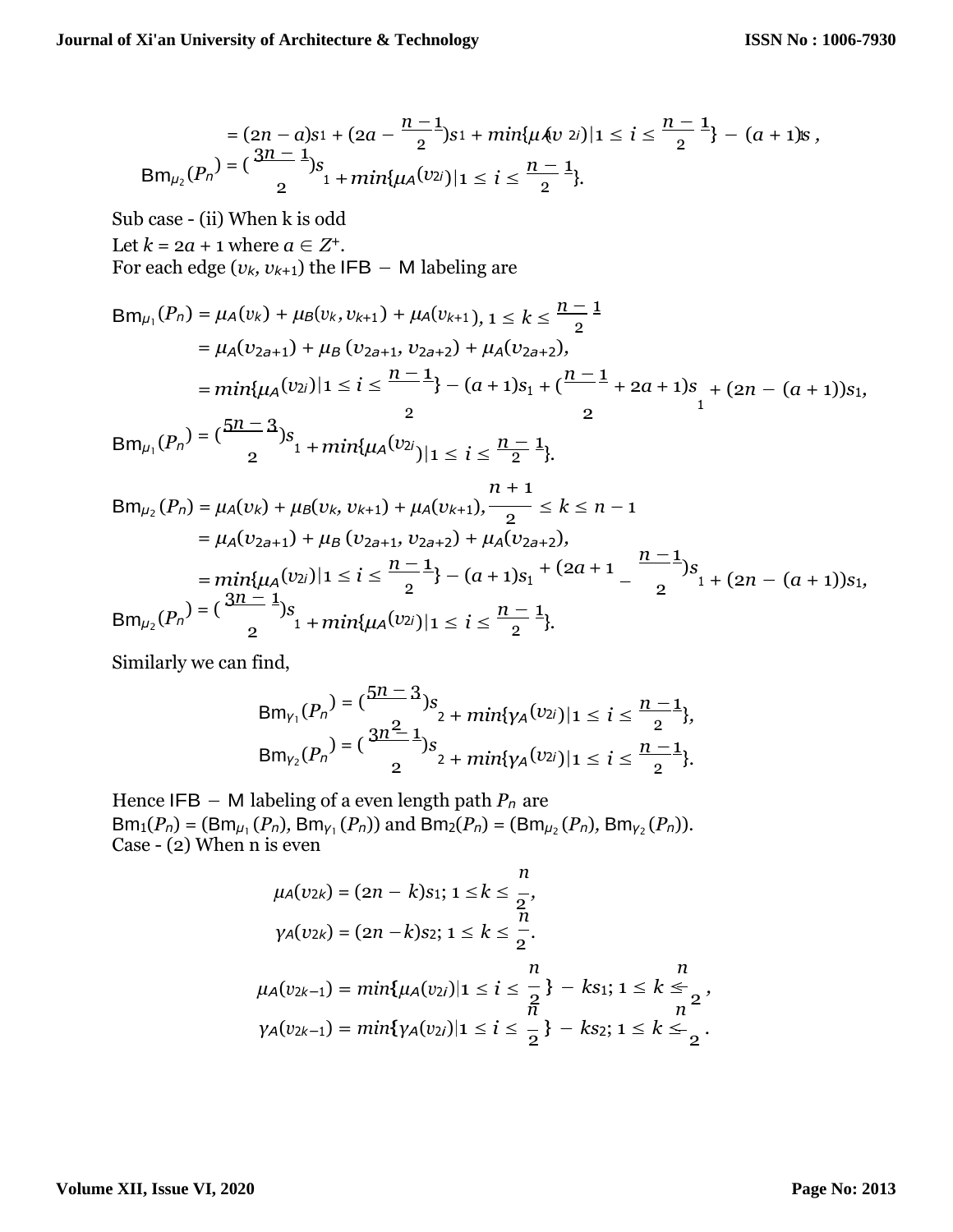$$= (2n - a)s_1 + (2a - \frac{n-1}{2})s_1 + min\{\mu_A(v_{2i})|1 \leq i \leq \frac{n-1}{2}\} - (a+1)s_1,$$

$$\mathsf{Bm}_{\mu_2}(P_n) = (\frac{3n-1}{2})s_1 + min\{\mu_A(v_{2i})|1 \leq i \leq \frac{n-1}{2}\}.$$

Sub case - (ii) When k is odd

Let $k = 2a + 1$ where $a \in Z^+$.

For each edge $(v_k, v_{k+1})$ the IFB − M labeling are

$$\mathsf{Bm}_{\mu_1}(P_n) = \mu_A(v_k) + \mu_B(v_k, v_{k+1}) + \mu_A(v_{k+1}), 1 \leq k \leq \frac{n-1}{2}$$

$$= \mu_A(v_{2a+1}) + \mu_B(v_{2a+1}, v_{2a+2}) + \mu_A(v_{2a+2}),$$

$$= min\{\mu_A(v_{2i})|1 \leq i \leq \frac{n-1}{2}\} - (a+1)s_1 + (\frac{n-1}{2} + 2a + 1)s_1 + (2n - (a+1))s_1,$$

$$\mathsf{Bm}_{\mu_1}(P_n) = (\frac{5n-3}{2})s_1 + min\{\mu_A(v_{2i})|1 \leq i \leq \frac{n-1}{2}\}.$$

$$\mathsf{Bm}_{\mu_2}(P_n) = \mu_A(v_k) + \mu_B(v_k, v_{k+1}) + \mu_A(v_{k+1}), \frac{n+1}{2} \leq k \leq n - 1$$

$$= \mu_A(v_{2a+1}) + \mu_B(v_{2a+1}, v_{2a+2}) + \mu_A(v_{2a+2}),$$

$$= min\{\mu_A(v_{2i})|1 \leq i \leq \frac{n-1}{2}\} - (a+1)s_1 + (2a + 1 - \frac{n-1}{2})s_1 + (2n - (a+1))s_1,$$

$$\mathsf{Bm}_{\mu_2}(P_n) = (\frac{3n-1}{2})s_1 + min\{\mu_A(v_{2i})|1 \leq i \leq \frac{n-1}{2}\}.$$

Similarly we can find,

$$\mathsf{Bm}_{\gamma_1}(P_n) = (\frac{5n-3}{2})s_2 + min\{\gamma_A(v_{2i})|1 \leq i \leq \frac{n-1}{2}\},$$

$$\mathsf{Bm}_{\gamma_2}(P_n) = (\frac{3n-1}{2})s_2 + min\{\gamma_A(v_{2i})|1 \leq i \leq \frac{n-1}{2}\}.$$

Hence IFB − M labeling of a even length path $P_n$ are $\mathsf{Bm}_1(P_n) = (\mathsf{Bm}_{\mu_1}(P_n), \mathsf{Bm}_{\gamma_1}(P_n))$ and $\mathsf{Bm}_2(P_n) = (\mathsf{Bm}_{\mu_2}(P_n), \mathsf{Bm}_{\gamma_2}(P_n))$.

Case - (2) When n is even

$$\mu_A(v_{2k}) = (2n - k)s_1;\ 1 \leq k \leq \frac{n}{2},$$

$$\gamma_A(v_{2k}) = (2n - k)s_2;\ 1 \leq k \leq \frac{n}{2}.$$

$$\mu_A(v_{2k-1}) = min\{\mu_A(v_{2i})|1 \leq i \leq \frac{n}{2}\} - ks_1;\ 1 \leq k \leq \frac{n}{2},$$

$$\gamma_A(v_{2k-1}) = min\{\gamma_A(v_{2i})|1 \leq i \leq \frac{n}{2}\} - ks_2;\ 1 \leq k \leq \frac{n}{2}.$$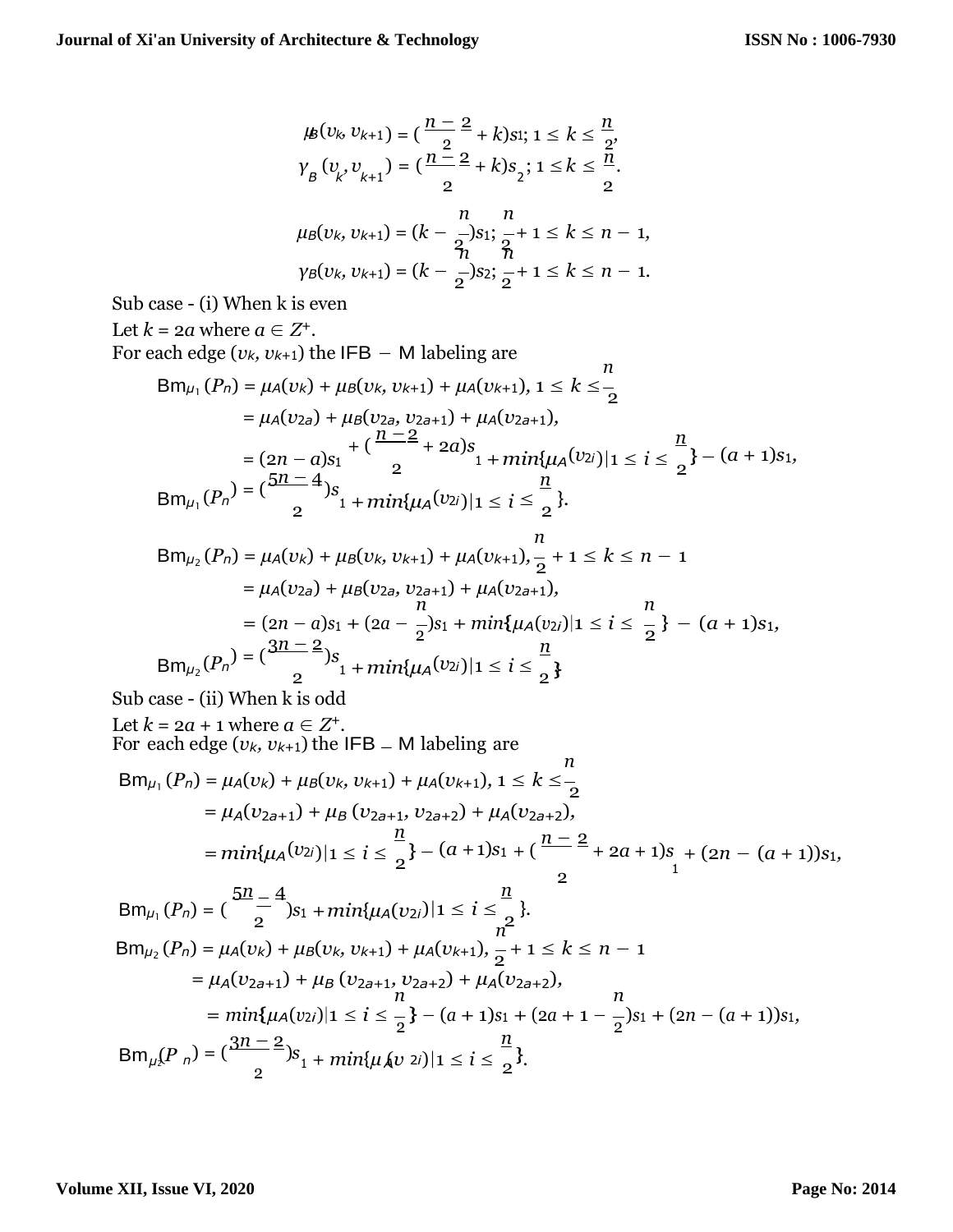$$\mu_B(v_k, v_{k+1}) = (\frac{n-2}{2} + k)s_1;\ 1 \le k \le \frac{n}{2},$$
$$\gamma_B(v_k, v_{k+1}) = (\frac{n-2}{2} + k)s_2;\ 1 \le k \le \frac{n}{2}.$$

$$\mu_B(v_k, v_{k+1}) = (k - \frac{n}{2})s_1;\ \frac{n}{2} + 1 \le k \le n - 1,$$
$$\gamma_B(v_k, v_{k+1}) = (k - \frac{n}{2})s_2;\ \frac{n}{2} + 1 \le k \le n - 1.$$

Sub case - (i) When k is even

Let $k = 2a$ where $a \in Z^+$.

For each edge $(v_k, v_{k+1})$ the IFB − M labeling are

$$Bm_{\mu_1}(P_n) = \mu_A(v_k) + \mu_B(v_k, v_{k+1}) + \mu_A(v_{k+1}),\ 1 \le k \le \frac{n}{2}$$
$$= \mu_A(v_{2a}) + \mu_B(v_{2a}, v_{2a+1}) + \mu_A(v_{2a+1}),$$
$$= (2n - a)s_1 + (\frac{n-2}{2} + 2a)s_1 + min\{\mu_A(v_{2i}) | 1 \le i \le \frac{n}{2}\} - (a + 1)s_1,$$
$$Bm_{\mu_1}(P_n) = (\frac{5n-4}{2})s_1 + min\{\mu_A(v_{2i}) | 1 \le i \le \frac{n}{2}\}.$$

$$Bm_{\mu_2}(P_n) = \mu_A(v_k) + \mu_B(v_k, v_{k+1}) + \mu_A(v_{k+1}),\ \frac{n}{2} + 1 \le k \le n - 1$$
$$= \mu_A(v_{2a}) + \mu_B(v_{2a}, v_{2a+1}) + \mu_A(v_{2a+1}),$$
$$= (2n - a)s_1 + (2a - \frac{n}{2})s_1 + min\{\mu_A(v_{2i}) | 1 \le i \le \frac{n}{2}\} - (a + 1)s_1,$$
$$Bm_{\mu_2}(P_n) = (\frac{3n-2}{2})s_1 + min\{\mu_A(v_{2i}) | 1 \le i \le \frac{n}{2}\}$$

Sub case - (ii) When k is odd

Let $k = 2a + 1$ where $a \in Z^+$.

For each edge $(v_k, v_{k+1})$ the IFB − M labeling are

$$Bm_{\mu_1}(P_n) = \mu_A(v_k) + \mu_B(v_k, v_{k+1}) + \mu_A(v_{k+1}),\ 1 \le k \le \frac{n}{2}$$
$$= \mu_A(v_{2a+1}) + \mu_B(v_{2a+1}, v_{2a+2}) + \mu_A(v_{2a+2}),$$
$$= min\{\mu_A(v_{2i}) | 1 \le i \le \frac{n}{2}\} - (a + 1)s_1 + (\frac{n-2}{2} + 2a + 1)s_1 + (2n - (a + 1))s_1,$$
$$Bm_{\mu_1}(P_n) = (\frac{5n-4}{2})s_1 + min\{\mu_A(v_{2i}) | 1 \le i \le \frac{n}{2}\}.$$
$$Bm_{\mu_2}(P_n) = \mu_A(v_k) + \mu_B(v_k, v_{k+1}) + \mu_A(v_{k+1}),\ \frac{n}{2} + 1 \le k \le n - 1$$
$$= \mu_A(v_{2a+1}) + \mu_B(v_{2a+1}, v_{2a+2}) + \mu_A(v_{2a+2}),$$
$$= min\{\mu_A(v_{2i}) | 1 \le i \le \frac{n}{2}\} - (a + 1)s_1 + (2a + 1 - \frac{n}{2})s_1 + (2n - (a + 1))s_1,$$
$$Bm_{\mu_2}(P_n) = (\frac{3n-2}{2})s_1 + min\{\mu_A(v_{2i}) | 1 \le i \le \frac{n}{2}\}.$$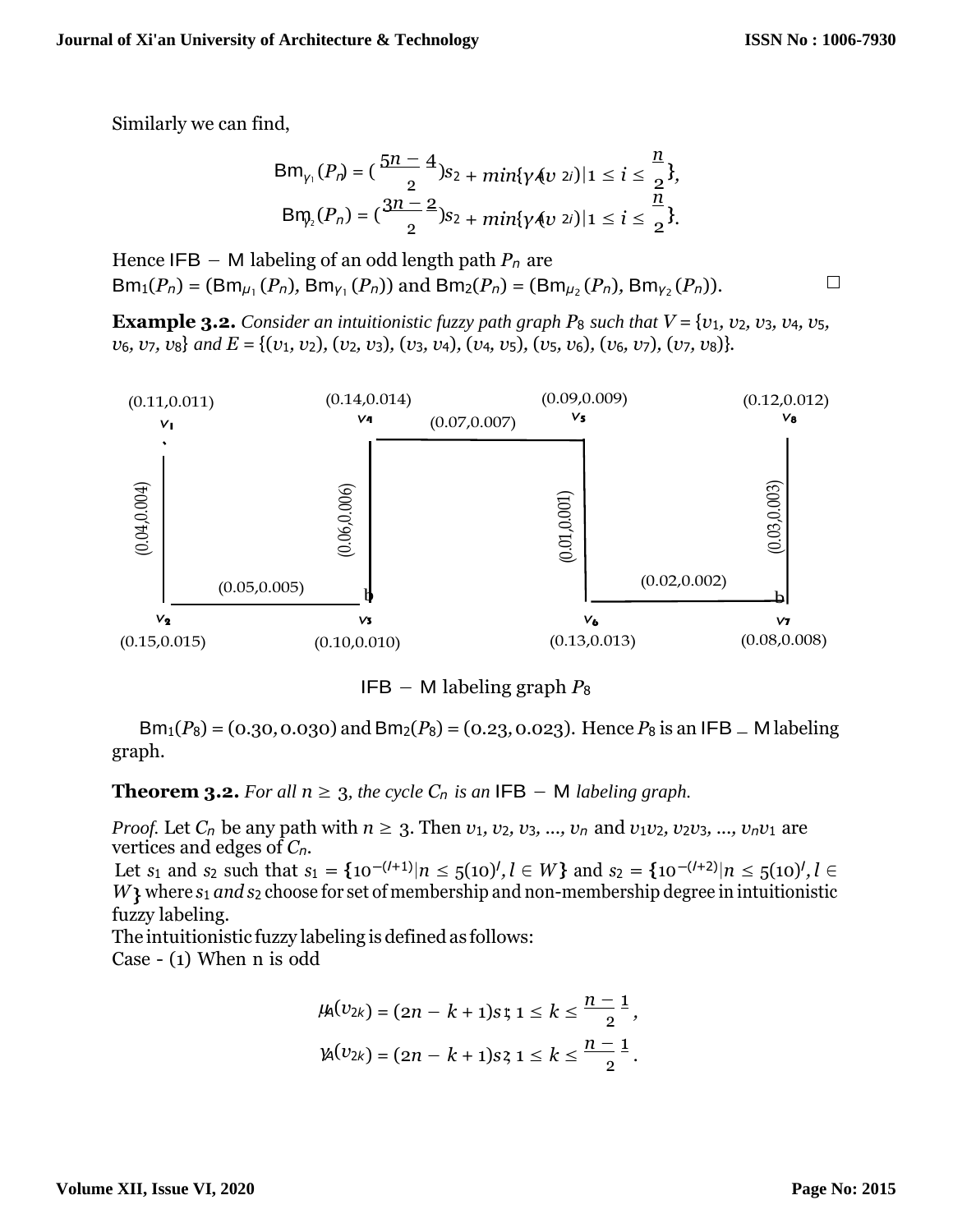Similarly we can find,

$$\mathrm{Bm}_{\gamma_1}(P_n) = \left(\frac{5n-4}{2}\right)s_2 + min\{\gamma_A(v_{2i}) | 1 \leq i \leq \frac{n}{2}\},$$

$$\mathrm{Bm}_{\gamma_2}(P_n) = \left(\frac{3n-2}{2}\right)s_2 + min\{\gamma_A(v_{2i}) | 1 \leq i \leq \frac{n}{2}\}.$$

Hence IFB − M labeling of an odd length path $P_n$ are
$\mathrm{Bm}_1(P_n) = (\mathrm{Bm}_{\mu_1}(P_n), \mathrm{Bm}_{\gamma_1}(P_n))$ and $\mathrm{Bm}_2(P_n) = (\mathrm{Bm}_{\mu_2}(P_n), \mathrm{Bm}_{\gamma_2}(P_n))$. □

**Example 3.2.** *Consider an intuitionistic fuzzy path graph $P_8$ such that $V = \{v_1, v_2, v_3, v_4, v_5, v_6, v_7, v_8\}$ and $E = \{(v_1, v_2), (v_2, v_3), (v_3, v_4), (v_4, v_5), (v_5, v_6), (v_6, v_7), (v_7, v_8)\}$.*

Vertices: $v_1$ (0.11,0.011), $v_2$ (0.15,0.015), $v_3$ (0.10,0.010), $v_4$ (0.14,0.014), $v_5$ (0.09,0.009), $v_6$ (0.13,0.013), $v_7$ (0.08,0.008), $v_8$ (0.12,0.012)

Edges: $v_1v_2$ (0.04,0.004), $v_2v_3$ (0.05,0.005), $v_3v_4$ (0.06,0.006), $v_4v_5$ (0.07,0.007), $v_5v_6$ (0.01,0.001), $v_6v_7$ (0.02,0.002), $v_7v_8$ (0.03,0.003)

IFB − M labeling graph $P_8$

$\mathrm{Bm}_1(P_8) = (0.30, 0.030)$ and $\mathrm{Bm}_2(P_8) = (0.23, 0.023)$. Hence $P_8$ is an IFB − M labeling graph.

**Theorem 3.2.** *For all $n \geq 3$, the cycle $C_n$ is an* IFB − M *labeling graph.*

*Proof.* Let $C_n$ be any path with $n \geq 3$. Then $v_1, v_2, v_3, ..., v_n$ and $v_1v_2, v_2v_3, ..., v_nv_1$ are vertices and edges of $C_n$.
Let $s_1$ and $s_2$ such that $s_1 = \{10^{-(l+1)} | n \leq 5(10)^l, l \in W\}$ and $s_2 = \{10^{-(l+2)} | n \leq 5(10)^l, l \in W\}$ where $s_1$ *and* $s_2$ choose for set of membership and non-membership degree in intuitionistic fuzzy labeling.
The intuitionistic fuzzy labeling is defined as follows:
Case - (1) When n is odd

$$\mu_A(v_{2k}) = (2n - k + 1)s_1;\ 1 \leq k \leq \frac{n-1}{2},$$

$$\gamma_A(v_{2k}) = (2n - k + 1)s_2;\ 1 \leq k \leq \frac{n-1}{2}.$$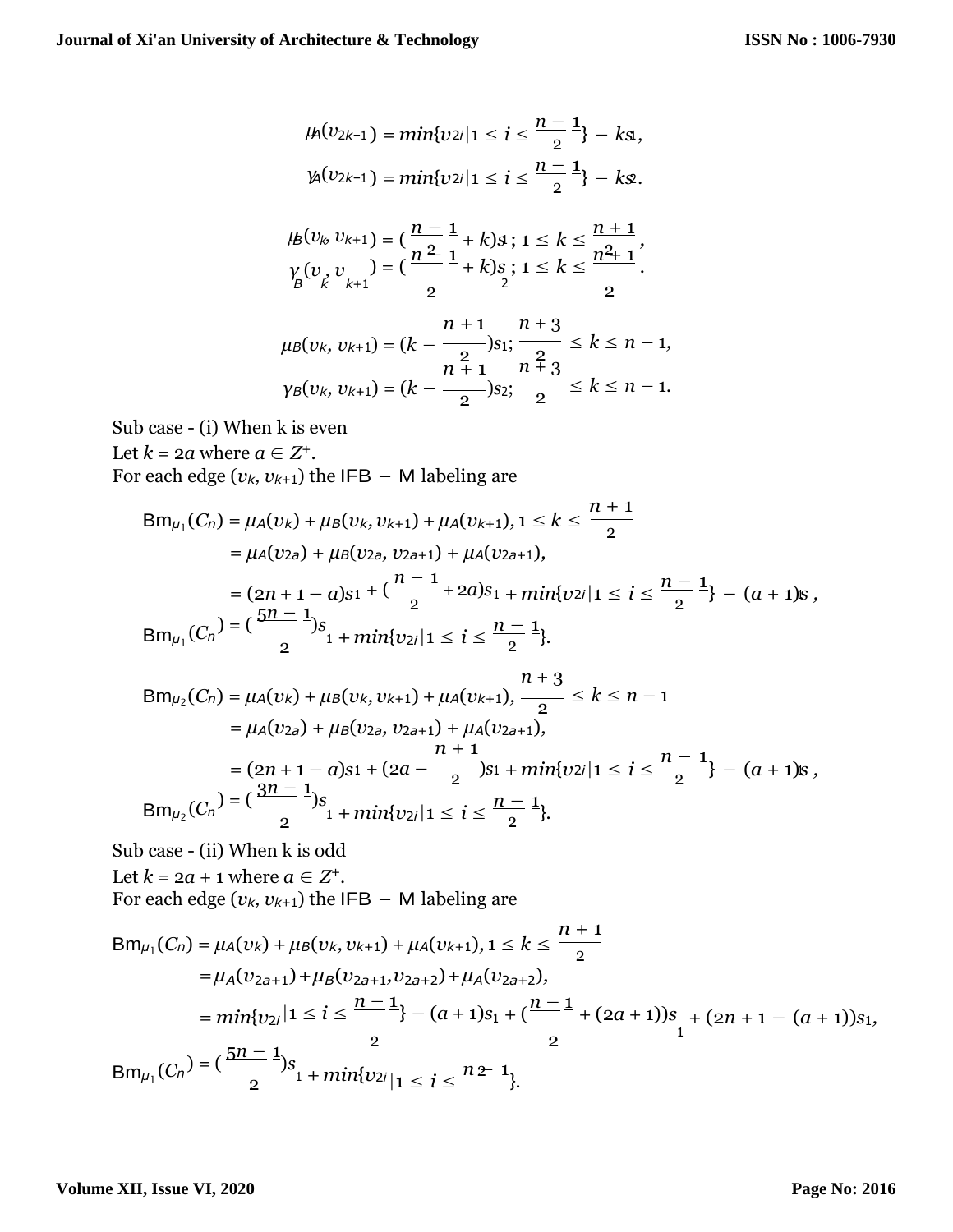$$\mu_A(v_{2k-1}) = min\{v_{2i} | 1 \leq i \leq \frac{n-1}{2}\} - ks_1,$$

$$\gamma_A(v_{2k-1}) = min\{v_{2i} | 1 \leq i \leq \frac{n-1}{2}\} - ks_2.$$

$$\mu_B(v_k, v_{k+1}) = (\frac{n-1}{2} + k)s_1;\ 1 \leq k \leq \frac{n+1}{2},$$

$$\gamma_B(v_k, v_{k+1}) = (\frac{n-1}{2} + k)s_2;\ 1 \leq k \leq \frac{n+1}{2}.$$

$$\mu_B(v_k, v_{k+1}) = (k - \frac{n+1}{2})s_1;\ \frac{n+3}{2} \leq k \leq n-1,$$

$$\gamma_B(v_k, v_{k+1}) = (k - \frac{n+1}{2})s_2;\ \frac{n+3}{2} \leq k \leq n-1.$$

Sub case - (i) When k is even

Let $k = 2a$ where $a \in Z^+$.

For each edge $(v_k, v_{k+1})$ the $\mathrm{IFB-M}$ labeling are

$$\begin{aligned}
\mathrm{Bm}_{\mu_1}(C_n) &= \mu_A(v_k) + \mu_B(v_k, v_{k+1}) + \mu_A(v_{k+1}),\ 1 \leq k \leq \frac{n+1}{2}\\
&= \mu_A(v_{2a}) + \mu_B(v_{2a}, v_{2a+1}) + \mu_A(v_{2a+1}),\\
&= (2n+1-a)s_1 + (\frac{n-1}{2} + 2a)s_1 + min\{v_{2i} | 1 \leq i \leq \frac{n-1}{2}\} - (a+1)s_1,
\end{aligned}$$

$$\mathrm{Bm}_{\mu_1}(C_n) = (\frac{5n-1}{2})s_1 + min\{v_{2i} | 1 \leq i \leq \frac{n-1}{2}\}.$$

$$\begin{aligned}
\mathrm{Bm}_{\mu_2}(C_n) &= \mu_A(v_k) + \mu_B(v_k, v_{k+1}) + \mu_A(v_{k+1}),\ \frac{n+3}{2} \leq k \leq n-1\\
&= \mu_A(v_{2a}) + \mu_B(v_{2a}, v_{2a+1}) + \mu_A(v_{2a+1}),\\
&= (2n+1-a)s_1 + (2a - \frac{n+1}{2})s_1 + min\{v_{2i} | 1 \leq i \leq \frac{n-1}{2}\} - (a+1)s_1,
\end{aligned}$$

$$\mathrm{Bm}_{\mu_2}(C_n) = (\frac{3n-1}{2})s_1 + min\{v_{2i} | 1 \leq i \leq \frac{n-1}{2}\}.$$

Sub case - (ii) When k is odd

Let $k = 2a+1$ where $a \in Z^+$.

For each edge $(v_k, v_{k+1})$ the $\mathrm{IFB-M}$ labeling are

$$\begin{aligned}
\mathrm{Bm}_{\mu_1}(C_n) &= \mu_A(v_k) + \mu_B(v_k, v_{k+1}) + \mu_A(v_{k+1}),\ 1 \leq k \leq \frac{n+1}{2}\\
&= \mu_A(v_{2a+1}) + \mu_B(v_{2a+1}, v_{2a+2}) + \mu_A(v_{2a+2}),\\
&= min\{v_{2i} | 1 \leq i \leq \frac{n-1}{2}\} - (a+1)s_1 + (\frac{n-1}{2} + (2a+1))s_1 + (2n+1-(a+1))s_1,
\end{aligned}$$

$$\mathrm{Bm}_{\mu_1}(C_n) = (\frac{5n-1}{2})s_1 + min\{v_{2i} | 1 \leq i \leq \frac{n-1}{2}\}.$$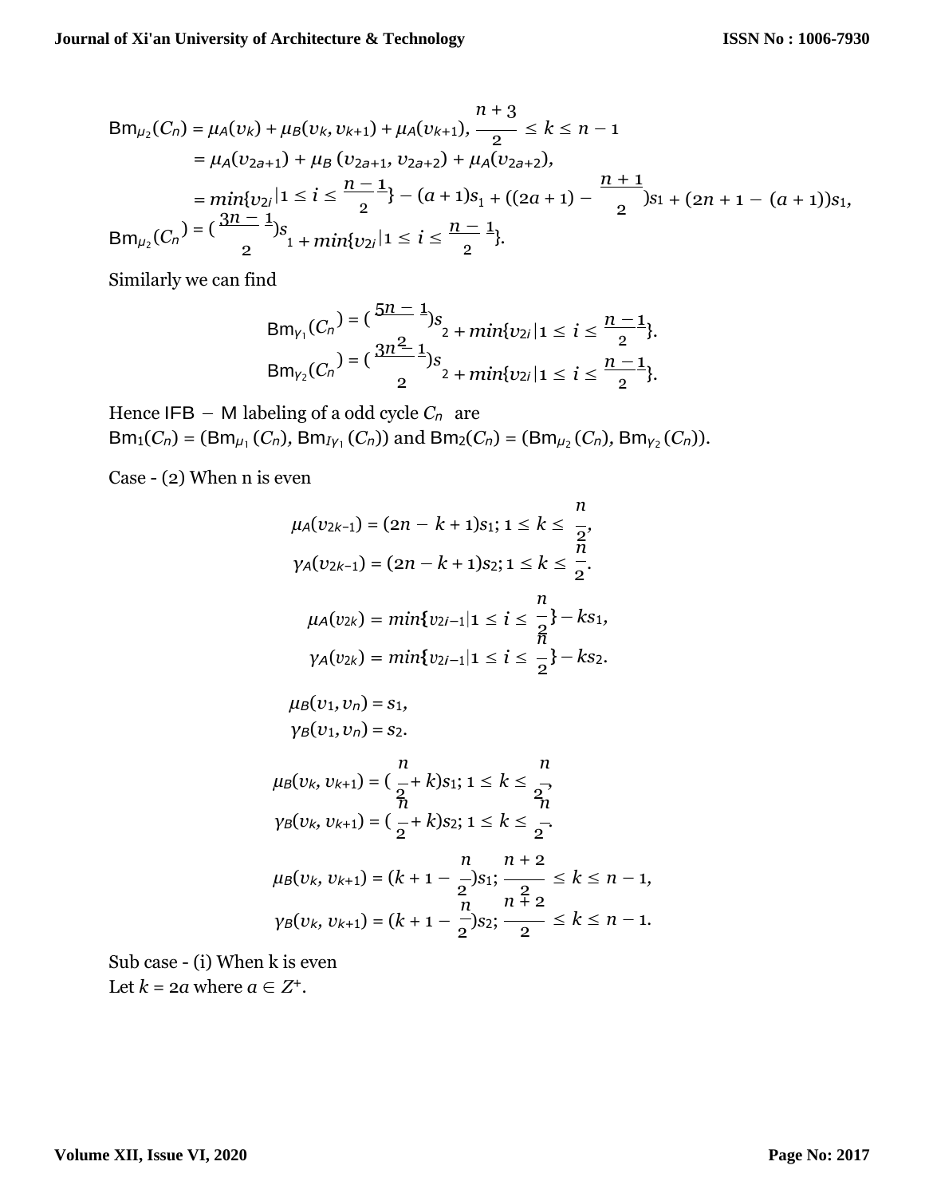$$\text{Bm}_{\mu_2}(C_n) = \mu_A(v_k) + \mu_B(v_k, v_{k+1}) + \mu_A(v_{k+1}), \frac{n+3}{2} \leq k \leq n-1$$

$$= \mu_A(v_{2a+1}) + \mu_B\,(v_{2a+1}, v_{2a+2}) + \mu_A(v_{2a+2}),$$

$$= min\{v_{2i}|1 \leq i \leq \frac{n-1}{2}\} - (a+1)s_1 + ((2a+1) - \frac{n+1}{2})s_1 + (2n+1-(a+1))s_1,$$

$$\text{Bm}_{\mu_2}(C_n) = (\frac{3n-1}{2})s_1 + min\{v_{2i}|1 \leq i \leq \frac{n-1}{2}\}.$$

Similarly we can find

$$\text{Bm}_{\gamma_1}(C_n) = (\frac{5n-1}{2})s_2 + min\{v_{2i}|1 \leq i \leq \frac{n-1}{2}\}.$$

$$\text{Bm}_{\gamma_2}(C_n) = (\frac{3n-1}{2})s_2 + min\{v_{2i}|1 \leq i \leq \frac{n-1}{2}\}.$$

Hence IFB − M labeling of a odd cycle $C_n$ are
$\text{Bm}_1(C_n) = (\text{Bm}_{\mu_1}(C_n), \text{Bm}_{I\gamma_1}(C_n))$ and $\text{Bm}_2(C_n) = (\text{Bm}_{\mu_2}(C_n), \text{Bm}_{\gamma_2}(C_n))$.

Case - (2) When n is even

$$\mu_A(v_{2k-1}) = (2n-k+1)s_1; 1 \leq k \leq \frac{n}{2},$$

$$\gamma_A(v_{2k-1}) = (2n-k+1)s_2; 1 \leq k \leq \frac{n}{2}.$$

$$\mu_A(v_{2k}) = min\{v_{2i-1}|1 \leq i \leq \frac{n}{2}\} - ks_1,$$

$$\gamma_A(v_{2k}) = min\{v_{2i-1}|1 \leq i \leq \frac{n}{2}\} - ks_2.$$

$$\mu_B(v_1, v_n) = s_1,$$

$$\gamma_B(v_1, v_n) = s_2.$$

$$\mu_B(v_k, v_{k+1}) = (\frac{n}{2} + k)s_1; 1 \leq k \leq \frac{n}{2},$$

$$\gamma_B(v_k, v_{k+1}) = (\frac{n}{2} + k)s_2; 1 \leq k \leq \frac{n}{2}.$$

$$\mu_B(v_k, v_{k+1}) = (k+1-\frac{n}{2})s_1; \frac{n+2}{2} \leq k \leq n-1,$$

$$\gamma_B(v_k, v_{k+1}) = (k+1-\frac{n}{2})s_2; \frac{n+2}{2} \leq k \leq n-1.$$

Sub case - (i) When k is even
Let $k = 2a$ where $a \in Z^+$.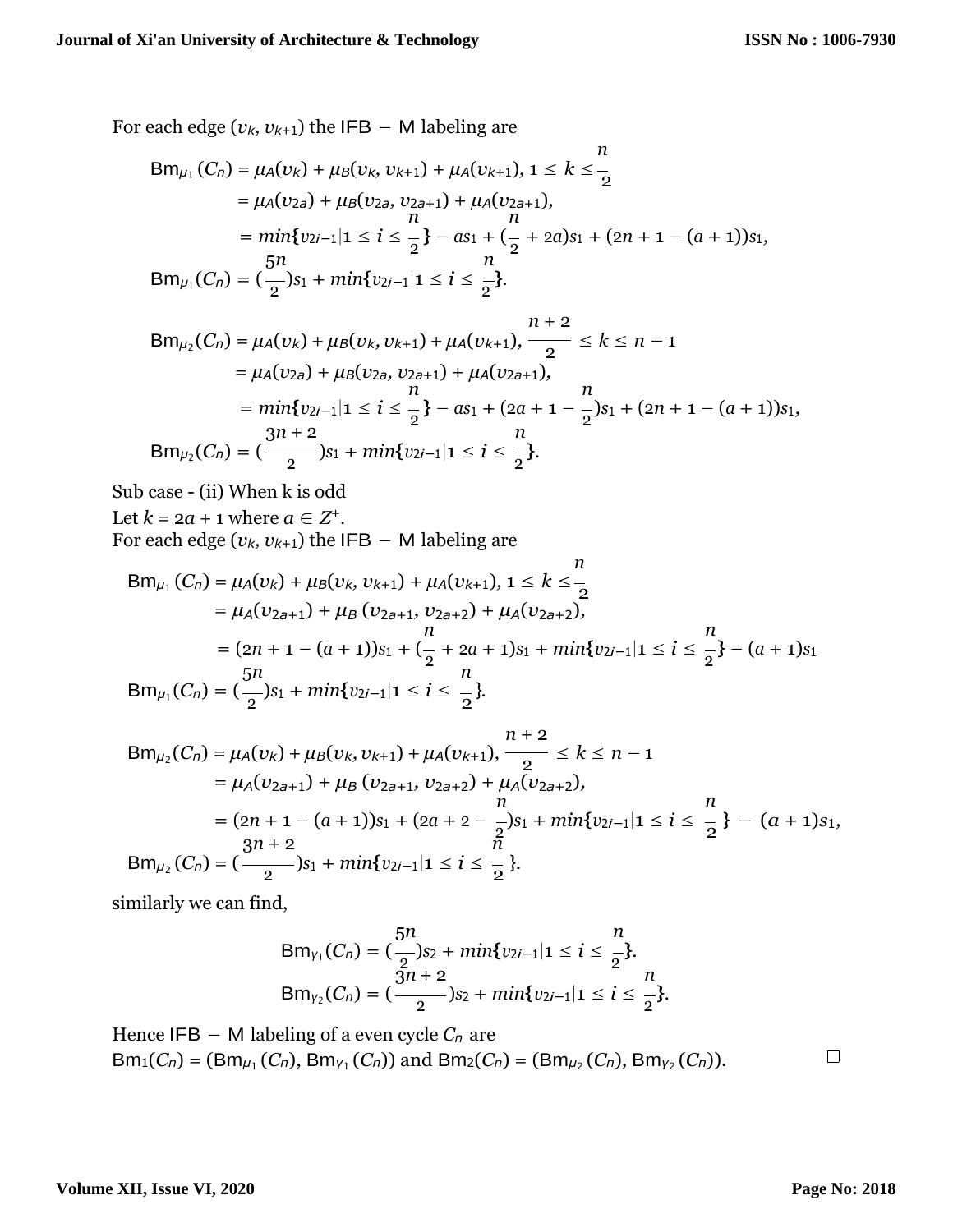For each edge $(v_k, v_{k+1})$ the $\mathsf{IFB-M}$ labeling are

$$
\begin{aligned}
\mathsf{Bm}_{\mu_1}(C_n) &= \mu_A(v_k) + \mu_B(v_k, v_{k+1}) + \mu_A(v_{k+1}),\ 1 \le k \le \frac{n}{2} \\
&= \mu_A(v_{2a}) + \mu_B(v_{2a}, v_{2a+1}) + \mu_A(v_{2a+1}), \\
&= min\{v_{2i-1} | 1 \le i \le \frac{n}{2}\} - as_1 + (\frac{n}{2} + 2a)s_1 + (2n + 1 - (a+1))s_1, \\
\mathsf{Bm}_{\mu_1}(C_n) &= (\frac{5n}{2})s_1 + min\{v_{2i-1} | 1 \le i \le \frac{n}{2}\}.
\end{aligned}
$$

$$
\begin{aligned}
\mathsf{Bm}_{\mu_2}(C_n) &= \mu_A(v_k) + \mu_B(v_k, v_{k+1}) + \mu_A(v_{k+1}),\ \frac{n+2}{2} \le k \le n-1 \\
&= \mu_A(v_{2a}) + \mu_B(v_{2a}, v_{2a+1}) + \mu_A(v_{2a+1}), \\
&= min\{v_{2i-1} | 1 \le i \le \frac{n}{2}\} - as_1 + (2a + 1 - \frac{n}{2})s_1 + (2n + 1 - (a+1))s_1, \\
\mathsf{Bm}_{\mu_2}(C_n) &= (\frac{3n+2}{2})s_1 + min\{v_{2i-1} | 1 \le i \le \frac{n}{2}\}.
\end{aligned}
$$

Sub case - (ii) When k is odd

Let $k = 2a + 1$ where $a \in Z^+$.

For each edge $(v_k, v_{k+1})$ the $\mathsf{IFB-M}$ labeling are

$$
\begin{aligned}
\mathsf{Bm}_{\mu_1}(C_n) &= \mu_A(v_k) + \mu_B(v_k, v_{k+1}) + \mu_A(v_{k+1}),\ 1 \le k \le \frac{n}{2} \\
&= \mu_A(v_{2a+1}) + \mu_B(v_{2a+1}, v_{2a+2}) + \mu_A(v_{2a+2}), \\
&= (2n + 1 - (a+1))s_1 + (\frac{n}{2} + 2a + 1)s_1 + min\{v_{2i-1} | 1 \le i \le \frac{n}{2}\} - (a+1)s_1 \\
\mathsf{Bm}_{\mu_1}(C_n) &= (\frac{5n}{2})s_1 + min\{v_{2i-1} | 1 \le i \le \frac{n}{2}\}.
\end{aligned}
$$

$$
\begin{aligned}
\mathsf{Bm}_{\mu_2}(C_n) &= \mu_A(v_k) + \mu_B(v_k, v_{k+1}) + \mu_A(v_{k+1}),\ \frac{n+2}{2} \le k \le n-1 \\
&= \mu_A(v_{2a+1}) + \mu_B(v_{2a+1}, v_{2a+2}) + \mu_A(v_{2a+2}), \\
&= (2n + 1 - (a+1))s_1 + (2a + 2 - \frac{n}{2})s_1 + min\{v_{2i-1} | 1 \le i \le \frac{n}{2}\} - (a+1)s_1, \\
\mathsf{Bm}_{\mu_2}(C_n) &= (\frac{3n+2}{2})s_1 + min\{v_{2i-1} | 1 \le i \le \frac{n}{2}\}.
\end{aligned}
$$

similarly we can find,

$$
\begin{aligned}
\mathsf{Bm}_{\gamma_1}(C_n) &= (\frac{5n}{2})s_2 + min\{v_{2i-1} | 1 \le i \le \frac{n}{2}\}. \\
\mathsf{Bm}_{\gamma_2}(C_n) &= (\frac{3n+2}{2})s_2 + min\{v_{2i-1} | 1 \le i \le \frac{n}{2}\}.
\end{aligned}
$$

Hence $\mathsf{IFB-M}$ labeling of a even cycle $C_n$ are

$\mathsf{Bm}_1(C_n) = (\mathsf{Bm}_{\mu_1}(C_n), \mathsf{Bm}_{\gamma_1}(C_n))$ and $\mathsf{Bm}_2(C_n) = (\mathsf{Bm}_{\mu_2}(C_n), \mathsf{Bm}_{\gamma_2}(C_n))$. □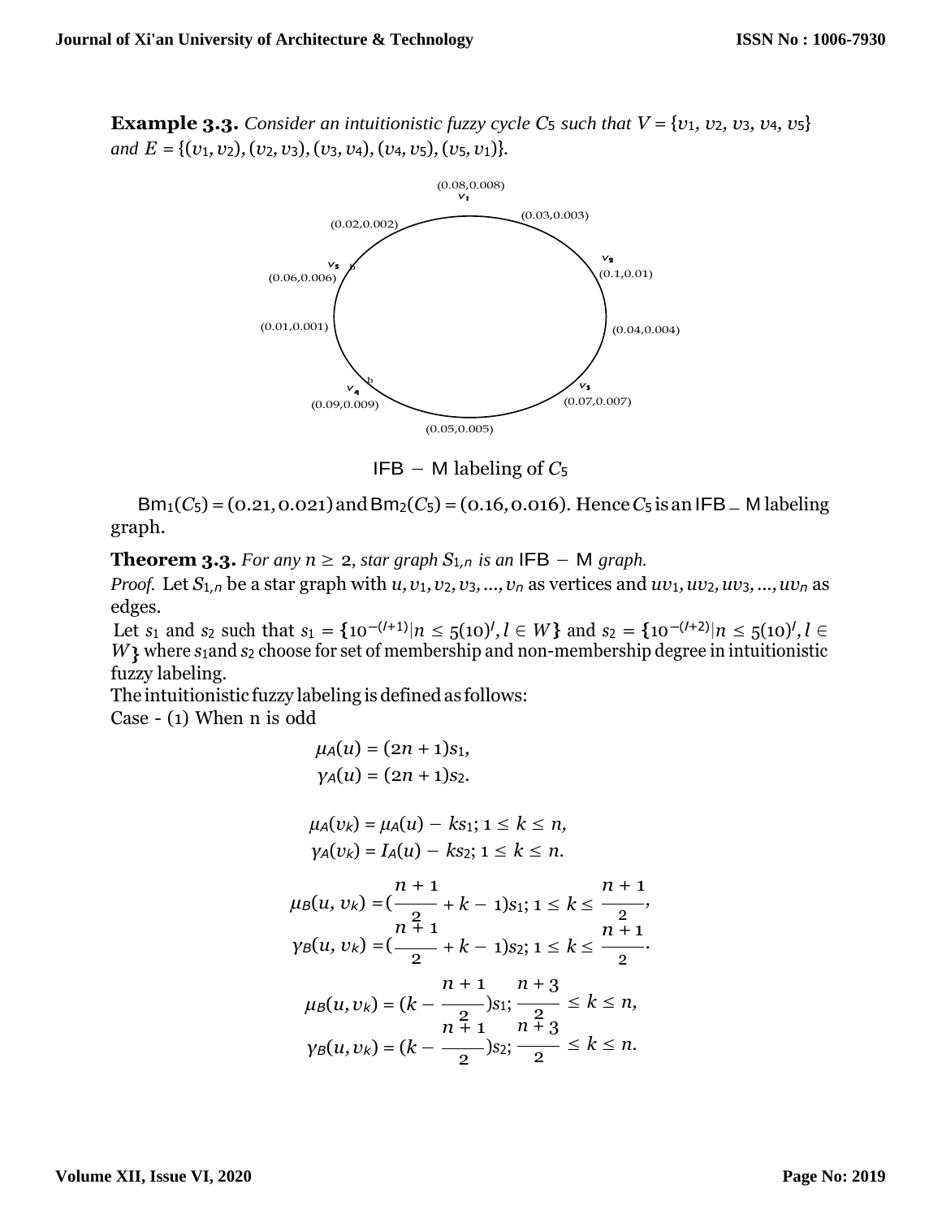**Example 3.3.** *Consider an intuitionistic fuzzy cycle $C_5$ such that $V = \{v_1, v_2, v_3, v_4, v_5\}$ and $E = \{(v_1, v_2), (v_2, v_3), (v_3, v_4), (v_4, v_5), (v_5, v_1)\}$.*

IFB − M labeling of $C_5$

$\mathrm{Bm}_1(C_5) = (0.21, 0.021)$ and $\mathrm{Bm}_2(C_5) = (0.16, 0.016)$. Hence $C_5$ is an IFB − M labeling graph.

**Theorem 3.3.** *For any $n \geq 2$, star graph $S_{1,n}$ is an IFB − M graph.*

*Proof.* Let $S_{1,n}$ be a star graph with $u, v_1, v_2, v_3, ..., v_n$ as vertices and $uv_1, uv_2, uv_3, ..., uv_n$ as edges.

Let $s_1$ and $s_2$ such that $s_1 = \{10^{-(l+1)} | n \leq 5(10)^l, l \in W\}$ and $s_2 = \{10^{-(l+2)} | n \leq 5(10)^l, l \in W\}$ where $s_1$ and $s_2$ choose for set of membership and non-membership degree in intuitionistic fuzzy labeling.

The intuitionistic fuzzy labeling is defined as follows:

Case - (1) When n is odd

$$\mu_A(u) = (2n + 1)s_1,$$
$$\gamma_A(u) = (2n + 1)s_2.$$

$$\mu_A(v_k) = \mu_A(u) - ks_1;\ 1 \leq k \leq n,$$
$$\gamma_A(v_k) = I_A(u) - ks_2;\ 1 \leq k \leq n.$$

$$\mu_B(u, v_k) = (\frac{n+1}{2} + k - 1)s_1;\ 1 \leq k \leq \frac{n+1}{2},$$
$$\gamma_B(u, v_k) = (\frac{n+1}{2} + k - 1)s_2;\ 1 \leq k \leq \frac{n+1}{2}.$$

$$\mu_B(u, v_k) = (k - \frac{n+1}{2})s_1;\ \frac{n+3}{2} \leq k \leq n,$$
$$\gamma_B(u, v_k) = (k - \frac{n+1}{2})s_2;\ \frac{n+3}{2} \leq k \leq n.$$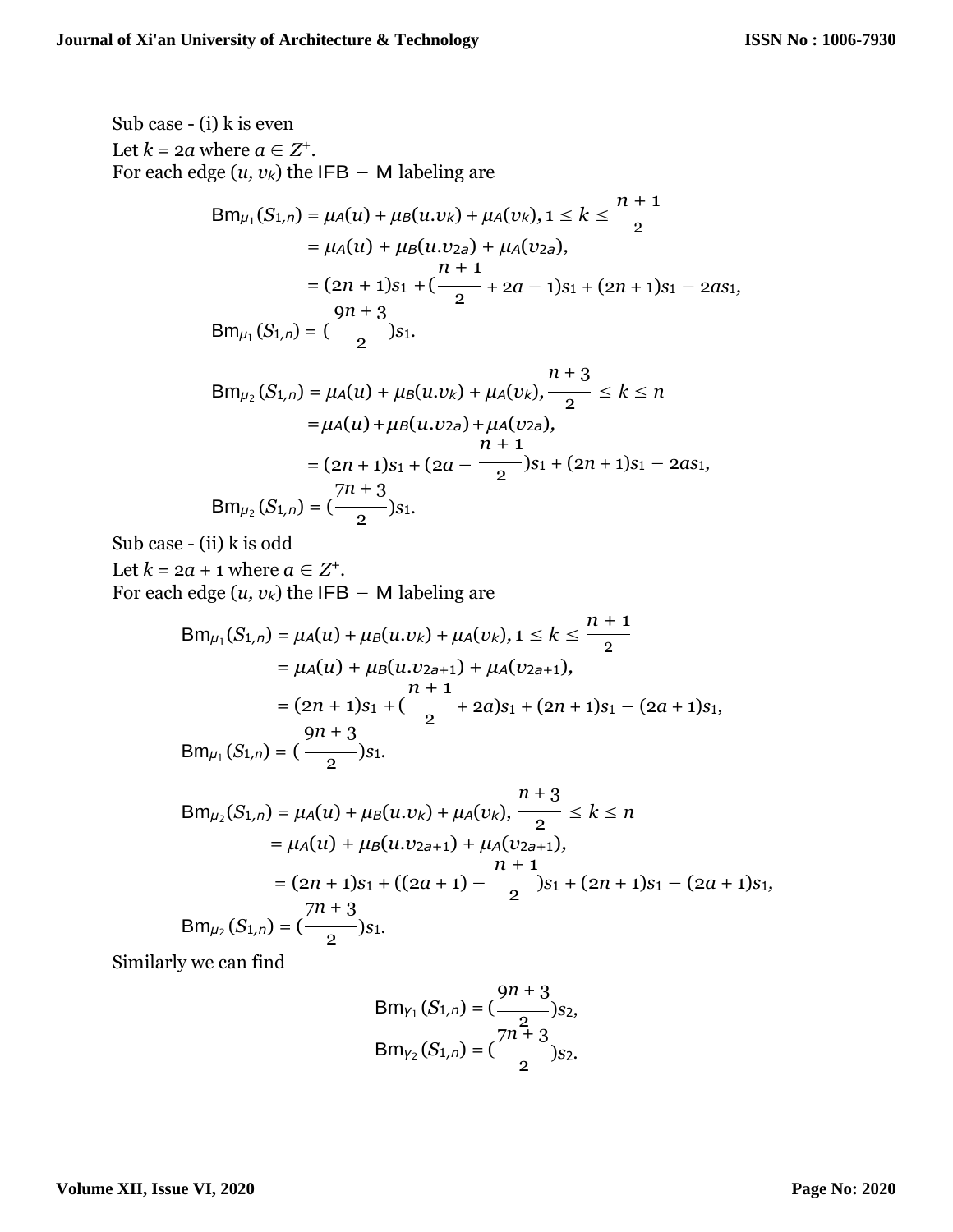Sub case - (i) k is even

Let $k = 2a$ where $a \in Z^+$.

For each edge $(u, v_k)$ the IFB − M labeling are

$$
\begin{aligned}
\mathrm{Bm}_{\mu_1}(S_{1,n}) &= \mu_A(u) + \mu_B(u.v_k) + \mu_A(v_k), 1 \le k \le \frac{n+1}{2} \\
&= \mu_A(u) + \mu_B(u.v_{2a}) + \mu_A(v_{2a}), \\
&= (2n+1)s_1 + (\frac{n+1}{2} + 2a - 1)s_1 + (2n+1)s_1 - 2as_1, \\
\mathrm{Bm}_{\mu_1}(S_{1,n}) &= (\frac{9n+3}{2})s_1.
\end{aligned}
$$

$$
\begin{aligned}
\mathrm{Bm}_{\mu_2}(S_{1,n}) &= \mu_A(u) + \mu_B(u.v_k) + \mu_A(v_k), \frac{n+3}{2} \le k \le n \\
&= \mu_A(u) + \mu_B(u.v_{2a}) + \mu_A(v_{2a}), \\
&= (2n+1)s_1 + (2a - \frac{n+1}{2})s_1 + (2n+1)s_1 - 2as_1, \\
\mathrm{Bm}_{\mu_2}(S_{1,n}) &= (\frac{7n+3}{2})s_1.
\end{aligned}
$$

Sub case - (ii) k is odd

Let $k = 2a + 1$ where $a \in Z^+$.

For each edge $(u, v_k)$ the IFB − M labeling are

$$
\begin{aligned}
\mathrm{Bm}_{\mu_1}(S_{1,n}) &= \mu_A(u) + \mu_B(u.v_k) + \mu_A(v_k), 1 \le k \le \frac{n+1}{2} \\
&= \mu_A(u) + \mu_B(u.v_{2a+1}) + \mu_A(v_{2a+1}), \\
&= (2n+1)s_1 + (\frac{n+1}{2} + 2a)s_1 + (2n+1)s_1 - (2a+1)s_1, \\
\mathrm{Bm}_{\mu_1}(S_{1,n}) &= (\frac{9n+3}{2})s_1.
\end{aligned}
$$

$$
\begin{aligned}
\mathrm{Bm}_{\mu_2}(S_{1,n}) &= \mu_A(u) + \mu_B(u.v_k) + \mu_A(v_k), \frac{n+3}{2} \le k \le n \\
&= \mu_A(u) + \mu_B(u.v_{2a+1}) + \mu_A(v_{2a+1}), \\
&= (2n+1)s_1 + ((2a+1) - \frac{n+1}{2})s_1 + (2n+1)s_1 - (2a+1)s_1, \\
\mathrm{Bm}_{\mu_2}(S_{1,n}) &= (\frac{7n+3}{2})s_1.
\end{aligned}
$$

Similarly we can find

$$
\mathrm{Bm}_{\gamma_1}(S_{1,n}) = (\frac{9n+3}{2})s_2,
$$
$$
\mathrm{Bm}_{\gamma_2}(S_{1,n}) = (\frac{7n+3}{2})s_2.
$$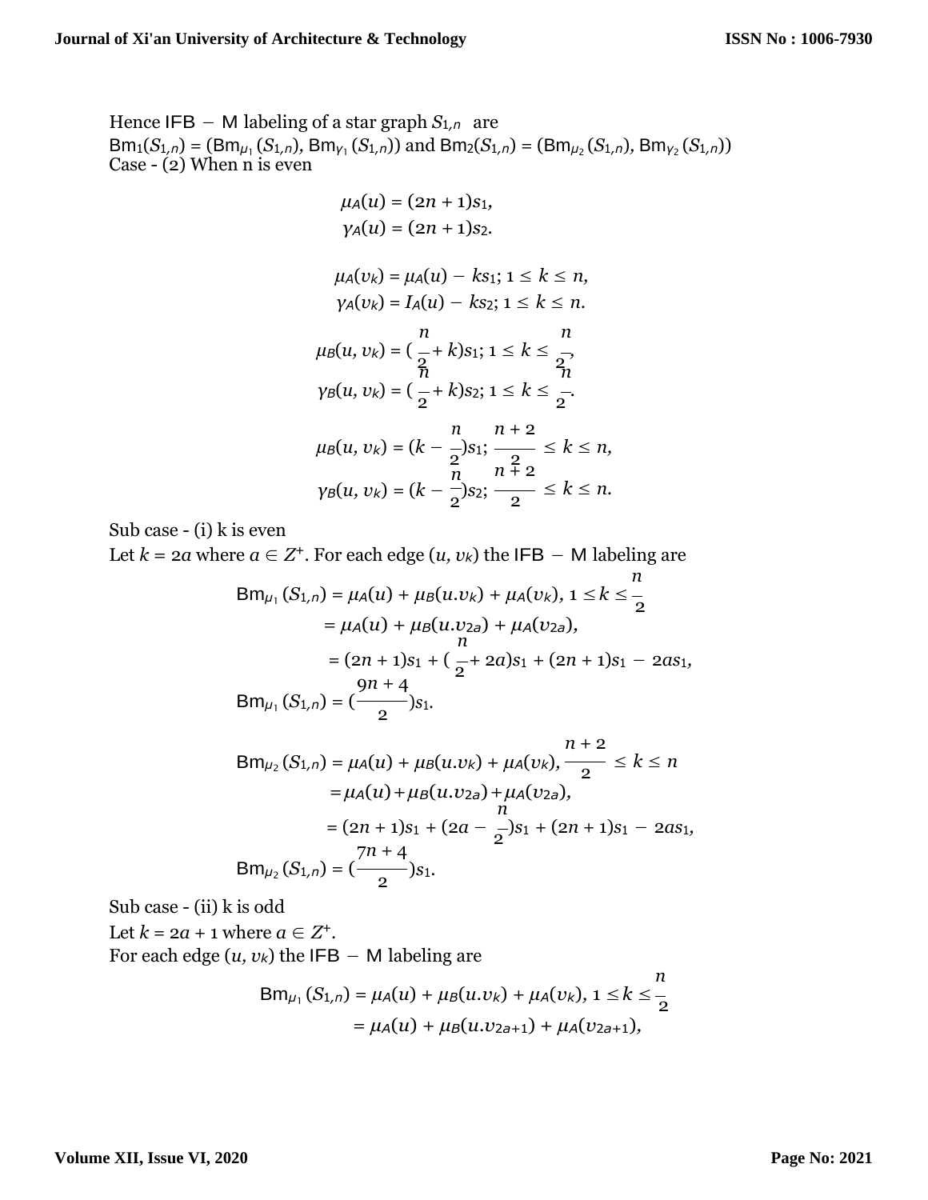Hence $\mathsf{IFB} - \mathsf{M}$ labeling of a star graph $S_{1,n}$ are
$\mathsf{Bm}_1(S_{1,n}) = (\mathsf{Bm}_{\mu_1}(S_{1,n}), \mathsf{Bm}_{\gamma_1}(S_{1,n}))$ and $\mathsf{Bm}_2(S_{1,n}) = (\mathsf{Bm}_{\mu_2}(S_{1,n}), \mathsf{Bm}_{\gamma_2}(S_{1,n}))$
Case - (2) When n is even

$$\mu_A(u) = (2n+1)s_1,$$
$$\gamma_A(u) = (2n+1)s_2.$$

$$\mu_A(v_k) = \mu_A(u) - ks_1;\ 1 \le k \le n,$$
$$\gamma_A(v_k) = I_A(u) - ks_2;\ 1 \le k \le n.$$
$$\mu_B(u, v_k) = (\frac{n}{2} + k)s_1;\ 1 \le k \le \frac{n}{2},$$
$$\gamma_B(u, v_k) = (\frac{n}{2} + k)s_2;\ 1 \le k \le \frac{n}{2}.$$

$$\mu_B(u, v_k) = (k - \frac{n}{2})s_1;\ \frac{n+2}{2} \le k \le n,$$
$$\gamma_B(u, v_k) = (k - \frac{n}{2})s_2;\ \frac{n+2}{2} \le k \le n.$$

Sub case - (i) k is even

Let $k = 2a$ where $a \in Z^+$. For each edge $(u, v_k)$ the $\mathsf{IFB} - \mathsf{M}$ labeling are

$$\begin{aligned}
\mathsf{Bm}_{\mu_1}(S_{1,n}) &= \mu_A(u) + \mu_B(u.v_k) + \mu_A(v_k),\ 1 \le k \le \frac{n}{2} \\
&= \mu_A(u) + \mu_B(u.v_{2a}) + \mu_A(v_{2a}), \\
&= (2n+1)s_1 + (\frac{n}{2} + 2a)s_1 + (2n+1)s_1 - 2as_1, \\
\mathsf{Bm}_{\mu_1}(S_{1,n}) &= (\frac{9n+4}{2})s_1.
\end{aligned}$$

$$\begin{aligned}
\mathsf{Bm}_{\mu_2}(S_{1,n}) &= \mu_A(u) + \mu_B(u.v_k) + \mu_A(v_k),\ \frac{n+2}{2} \le k \le n \\
&= \mu_A(u) + \mu_B(u.v_{2a}) + \mu_A(v_{2a}), \\
&= (2n+1)s_1 + (2a - \frac{n}{2})s_1 + (2n+1)s_1 - 2as_1, \\
\mathsf{Bm}_{\mu_2}(S_{1,n}) &= (\frac{7n+4}{2})s_1.
\end{aligned}$$

Sub case - (ii) k is odd

Let $k = 2a + 1$ where $a \in Z^+$.

For each edge $(u, v_k)$ the $\mathsf{IFB} - \mathsf{M}$ labeling are

$$\begin{aligned}
\mathsf{Bm}_{\mu_1}(S_{1,n}) &= \mu_A(u) + \mu_B(u.v_k) + \mu_A(v_k),\ 1 \le k \le \frac{n}{2} \\
&= \mu_A(u) + \mu_B(u.v_{2a+1}) + \mu_A(v_{2a+1}),
\end{aligned}$$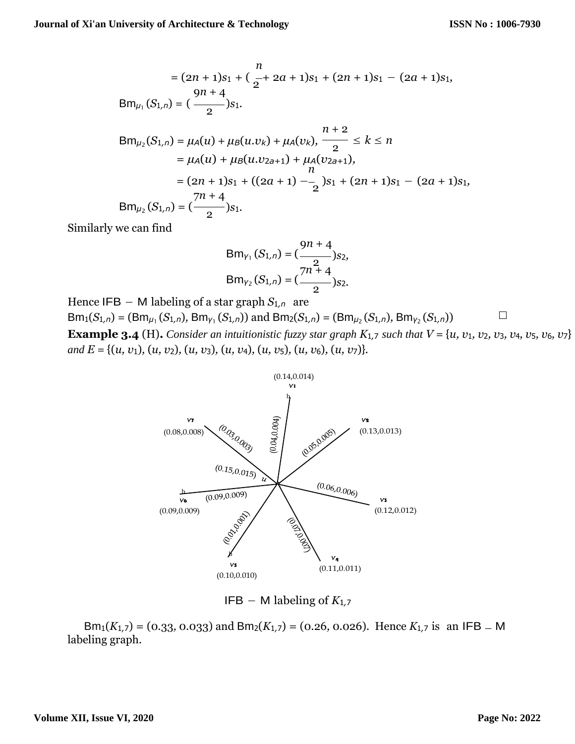$$= (2n+1)s_1 + (\frac{n}{2} + 2a + 1)s_1 + (2n+1)s_1 - (2a+1)s_1,$$

$$\text{Bm}_{\mu_1}(S_{1,n}) = (\frac{9n+4}{2})s_1.$$

$$\text{Bm}_{\mu_2}(S_{1,n}) = \mu_A(u) + \mu_B(u.v_k) + \mu_A(v_k), \ \frac{n+2}{2} \le k \le n$$

$$= \mu_A(u) + \mu_B(u.v_{2a+1}) + \mu_A(v_{2a+1}),$$

$$= (2n+1)s_1 + ((2a+1) - \frac{n}{2})s_1 + (2n+1)s_1 - (2a+1)s_1,$$

$$\text{Bm}_{\mu_2}(S_{1,n}) = (\frac{7n+4}{2})s_1.$$

Similarly we can find

$$\text{Bm}_{\gamma_1}(S_{1,n}) = (\frac{9n+4}{2})s_2,$$

$$\text{Bm}_{\gamma_2}(S_{1,n}) = (\frac{7n+4}{2})s_2.$$

Hence IFB − M labeling of a star graph $S_{1,n}$ are
$\text{Bm}_1(S_{1,n}) = (\text{Bm}_{\mu_1}(S_{1,n}), \text{Bm}_{\gamma_1}(S_{1,n}))$ and $\text{Bm}_2(S_{1,n}) = (\text{Bm}_{\mu_2}(S_{1,n}), \text{Bm}_{\gamma_2}(S_{1,n}))$ □

**Example 3.4** (H)**.** *Consider an intuitionistic fuzzy star graph $K_{1,7}$ such that $V = \{u, v_1, v_2, v_3, v_4, v_5, v_6, v_7\}$ and $E = \{(u, v_1), (u, v_2), (u, v_3), (u, v_4), (u, v_5), (u, v_6), (u, v_7)\}$.*

IFB − M labeling of $K_{1,7}$

$\text{Bm}_1(K_{1,7}) = (0.33, 0.033)$ and $\text{Bm}_2(K_{1,7}) = (0.26, 0.026)$. Hence $K_{1,7}$ is an IFB − M labeling graph.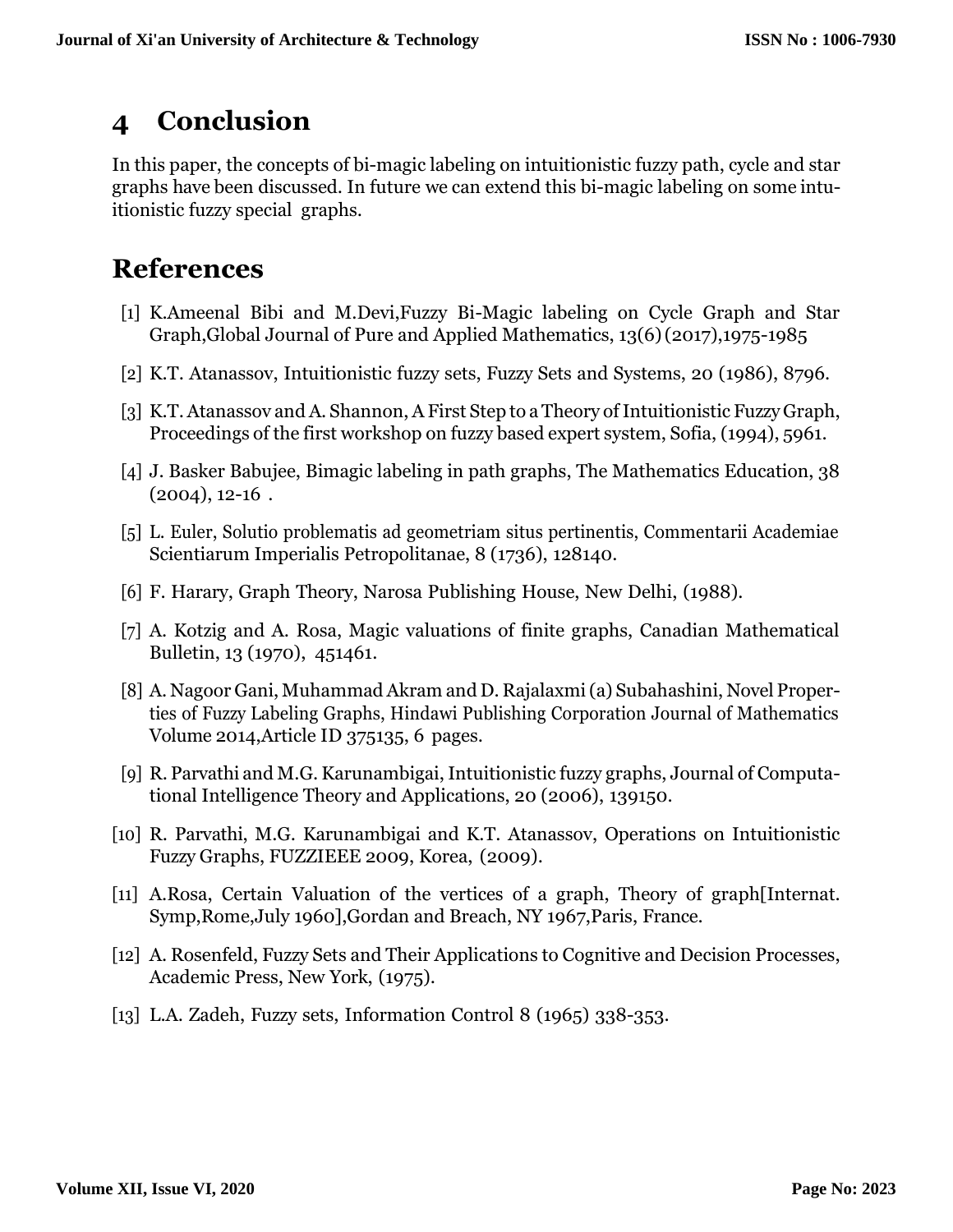# 4 Conclusion

In this paper, the concepts of bi-magic labeling on intuitionistic fuzzy path, cycle and star graphs have been discussed. In future we can extend this bi-magic labeling on some intuitionistic fuzzy special graphs.

# References

[1] K.Ameenal Bibi and M.Devi,Fuzzy Bi-Magic labeling on Cycle Graph and Star Graph,Global Journal of Pure and Applied Mathematics, 13(6) (2017),1975-1985

[2] K.T. Atanassov, Intuitionistic fuzzy sets, Fuzzy Sets and Systems, 20 (1986), 8796.

[3] K.T. Atanassov and A. Shannon, A First Step to a Theory of Intuitionistic Fuzzy Graph, Proceedings of the first workshop on fuzzy based expert system, Sofia, (1994), 5961.

[4] J. Basker Babujee, Bimagic labeling in path graphs, The Mathematics Education, 38 (2004), 12-16 .

[5] L. Euler, Solutio problematis ad geometriam situs pertinentis, Commentarii Academiae Scientiarum Imperialis Petropolitanae, 8 (1736), 128140.

[6] F. Harary, Graph Theory, Narosa Publishing House, New Delhi, (1988).

[7] A. Kotzig and A. Rosa, Magic valuations of finite graphs, Canadian Mathematical Bulletin, 13 (1970), 451461.

[8] A. Nagoor Gani, Muhammad Akram and D. Rajalaxmi (a) Subahashini, Novel Properties of Fuzzy Labeling Graphs, Hindawi Publishing Corporation Journal of Mathematics Volume 2014,Article ID 375135, 6 pages.

[9] R. Parvathi and M.G. Karunambigai, Intuitionistic fuzzy graphs, Journal of Computational Intelligence Theory and Applications, 20 (2006), 139150.

[10] R. Parvathi, M.G. Karunambigai and K.T. Atanassov, Operations on Intuitionistic Fuzzy Graphs, FUZZIEEE 2009, Korea, (2009).

[11] A.Rosa, Certain Valuation of the vertices of a graph, Theory of graph[Internat. Symp,Rome,July 1960],Gordan and Breach, NY 1967,Paris, France.

[12] A. Rosenfeld, Fuzzy Sets and Their Applications to Cognitive and Decision Processes, Academic Press, New York, (1975).

[13] L.A. Zadeh, Fuzzy sets, Information Control 8 (1965) 338-353.